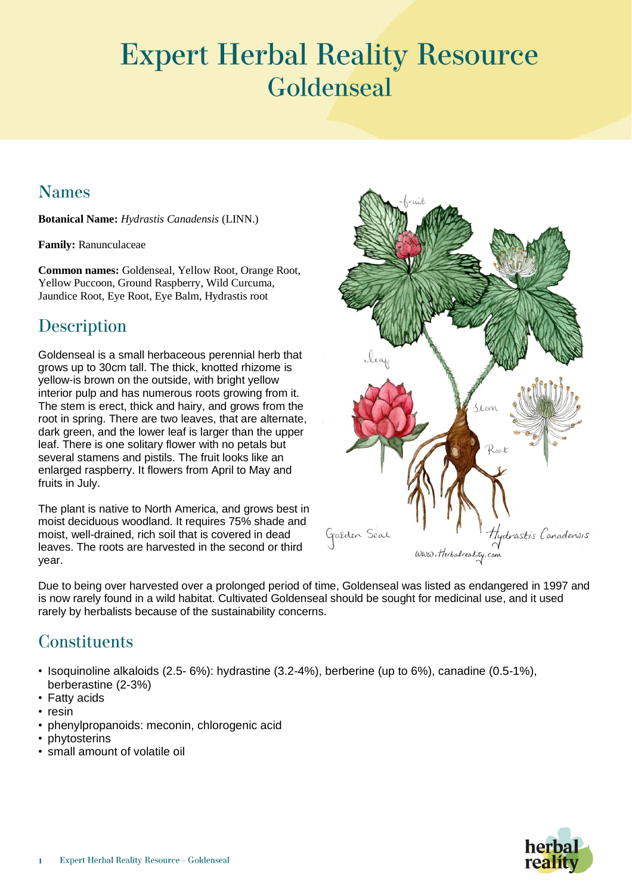# Expert Herbal Reality Resource
## Goldenseal

## Names

**Botanical Name:** *Hydrastis Canadensis* (LINN.)

**Family:** Ranunculaceae

**Common names:** Goldenseal, Yellow Root, Orange Root, Yellow Puccoon, Ground Raspberry, Wild Curcuma, Jaundice Root, Eye Root, Eye Balm, Hydrastis root

## Description

Goldenseal is a small herbaceous perennial herb that grows up to 30cm tall. The thick, knotted rhizome is yellow-is brown on the outside, with bright yellow interior pulp and has numerous roots growing from it. The stem is erect, thick and hairy, and grows from the root in spring. There are two leaves, that are alternate, dark green, and the lower leaf is larger than the upper leaf. There is one solitary flower with no petals but several stamens and pistils. The fruit looks like an enlarged raspberry. It flowers from April to May and fruits in July.

The plant is native to North America, and grows best in moist deciduous woodland. It requires 75% shade and moist, well-drained, rich soil that is covered in dead leaves. The roots are harvested in the second or third year.

Due to being over harvested over a prolonged period of time, Goldenseal was listed as endangered in 1997 and is now rarely found in a wild habitat. Cultivated Goldenseal should be sought for medicinal use, and it used rarely by herbalists because of the sustainability concerns.

## Constituents

- Isoquinoline alkaloids (2.5- 6%): hydrastine (3.2-4%), berberine (up to 6%), canadine (0.5-1%), berberastine (2-3%)
- Fatty acids
- resin
- phenylpropanoids: meconin, chlorogenic acid
- phytosterins
- small amount of volatile oil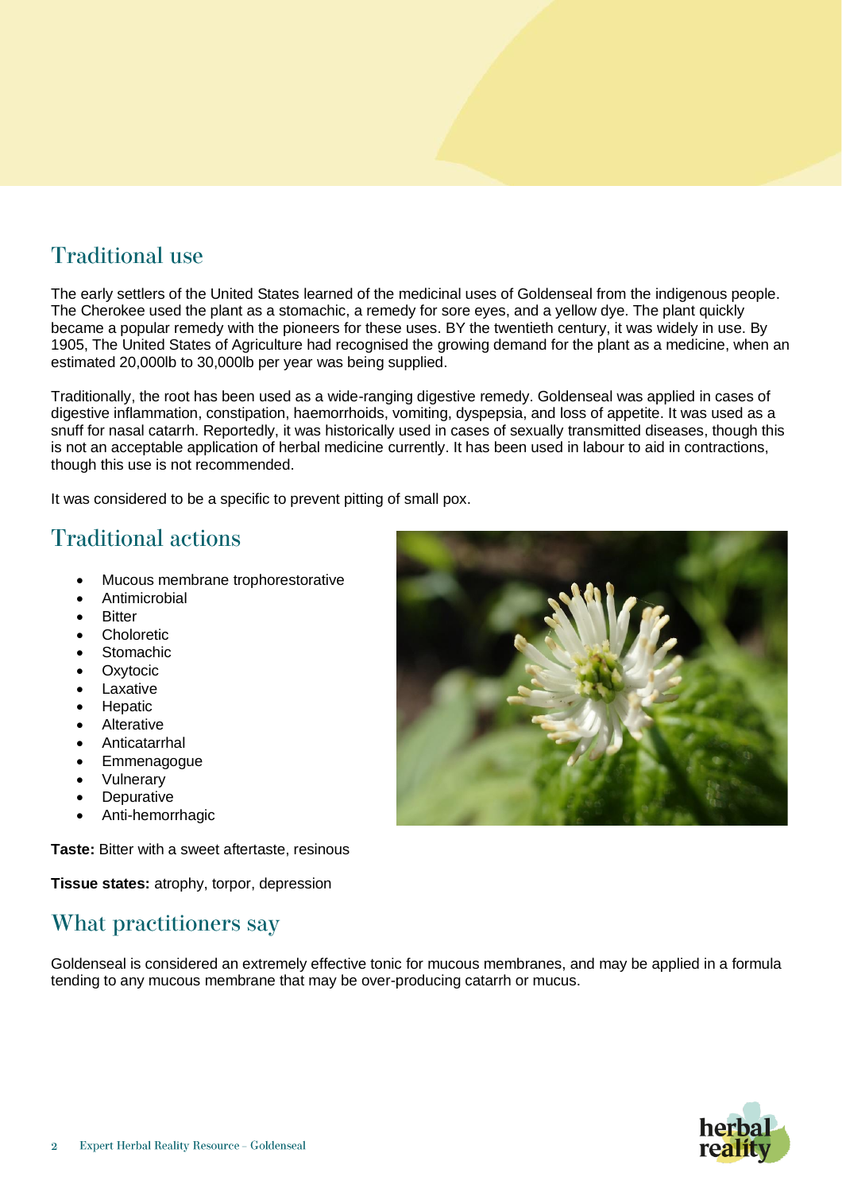## Traditional use

The early settlers of the United States learned of the medicinal uses of Goldenseal from the indigenous people. The Cherokee used the plant as a stomachic, a remedy for sore eyes, and a yellow dye. The plant quickly became a popular remedy with the pioneers for these uses. BY the twentieth century, it was widely in use. By 1905, The United States of Agriculture had recognised the growing demand for the plant as a medicine, when an estimated 20,000lb to 30,000lb per year was being supplied.

Traditionally, the root has been used as a wide-ranging digestive remedy. Goldenseal was applied in cases of digestive inflammation, constipation, haemorrhoids, vomiting, dyspepsia, and loss of appetite. It was used as a snuff for nasal catarrh. Reportedly, it was historically used in cases of sexually transmitted diseases, though this is not an acceptable application of herbal medicine currently. It has been used in labour to aid in contractions, though this use is not recommended.

It was considered to be a specific to prevent pitting of small pox.

## Traditional actions

- Mucous membrane trophorestorative
- Antimicrobial
- Bitter
- Choloretic
- Stomachic
- Oxytocic
- Laxative
- Hepatic
- Alterative
- Anticatarrhal
- Emmenagogue
- Vulnerary
- Depurative
- Anti-hemorrhagic

**Taste:** Bitter with a sweet aftertaste, resinous

**Tissue states:** atrophy, torpor, depression

## What practitioners say

Goldenseal is considered an extremely effective tonic for mucous membranes, and may be applied in a formula tending to any mucous membrane that may be over-producing catarrh or mucus.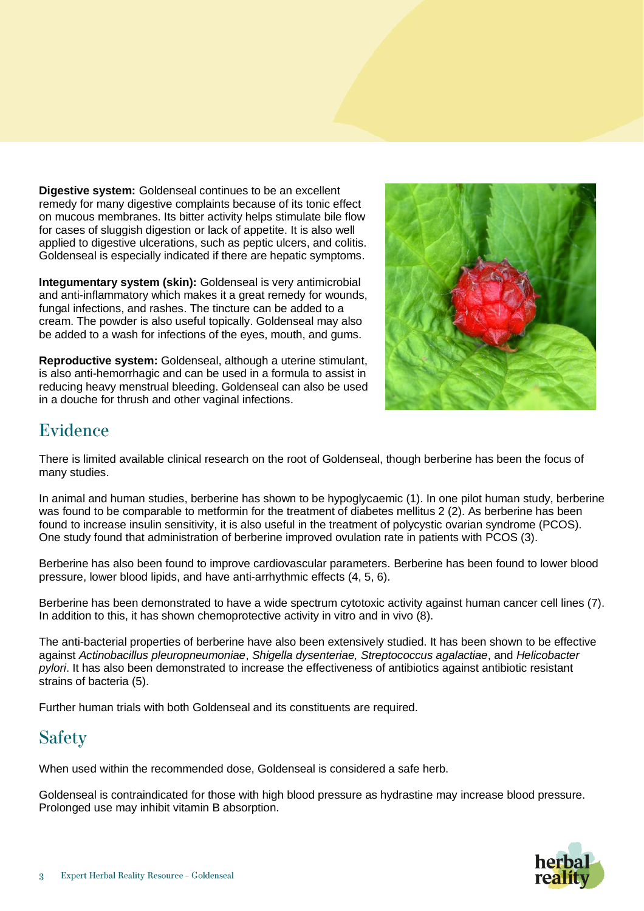**Digestive system:** Goldenseal continues to be an excellent remedy for many digestive complaints because of its tonic effect on mucous membranes. Its bitter activity helps stimulate bile flow for cases of sluggish digestion or lack of appetite. It is also well applied to digestive ulcerations, such as peptic ulcers, and colitis. Goldenseal is especially indicated if there are hepatic symptoms.

**Integumentary system (skin):** Goldenseal is very antimicrobial and anti-inflammatory which makes it a great remedy for wounds, fungal infections, and rashes. The tincture can be added to a cream. The powder is also useful topically. Goldenseal may also be added to a wash for infections of the eyes, mouth, and gums.

**Reproductive system:** Goldenseal, although a uterine stimulant, is also anti-hemorrhagic and can be used in a formula to assist in reducing heavy menstrual bleeding. Goldenseal can also be used in a douche for thrush and other vaginal infections.

## Evidence

There is limited available clinical research on the root of Goldenseal, though berberine has been the focus of many studies.

In animal and human studies, berberine has shown to be hypoglycaemic (1). In one pilot human study, berberine was found to be comparable to metformin for the treatment of diabetes mellitus 2 (2). As berberine has been found to increase insulin sensitivity, it is also useful in the treatment of polycystic ovarian syndrome (PCOS). One study found that administration of berberine improved ovulation rate in patients with PCOS (3).

Berberine has also been found to improve cardiovascular parameters. Berberine has been found to lower blood pressure, lower blood lipids, and have anti-arrhythmic effects (4, 5, 6).

Berberine has been demonstrated to have a wide spectrum cytotoxic activity against human cancer cell lines (7). In addition to this, it has shown chemoprotective activity in vitro and in vivo (8).

The anti-bacterial properties of berberine have also been extensively studied. It has been shown to be effective against *Actinobacillus pleuropneumoniae*, *Shigella dysenteriae, Streptococcus agalactiae*, and *Helicobacter pylori*. It has also been demonstrated to increase the effectiveness of antibiotics against antibiotic resistant strains of bacteria (5).

Further human trials with both Goldenseal and its constituents are required.

## Safety

When used within the recommended dose, Goldenseal is considered a safe herb.

Goldenseal is contraindicated for those with high blood pressure as hydrastine may increase blood pressure. Prolonged use may inhibit vitamin B absorption.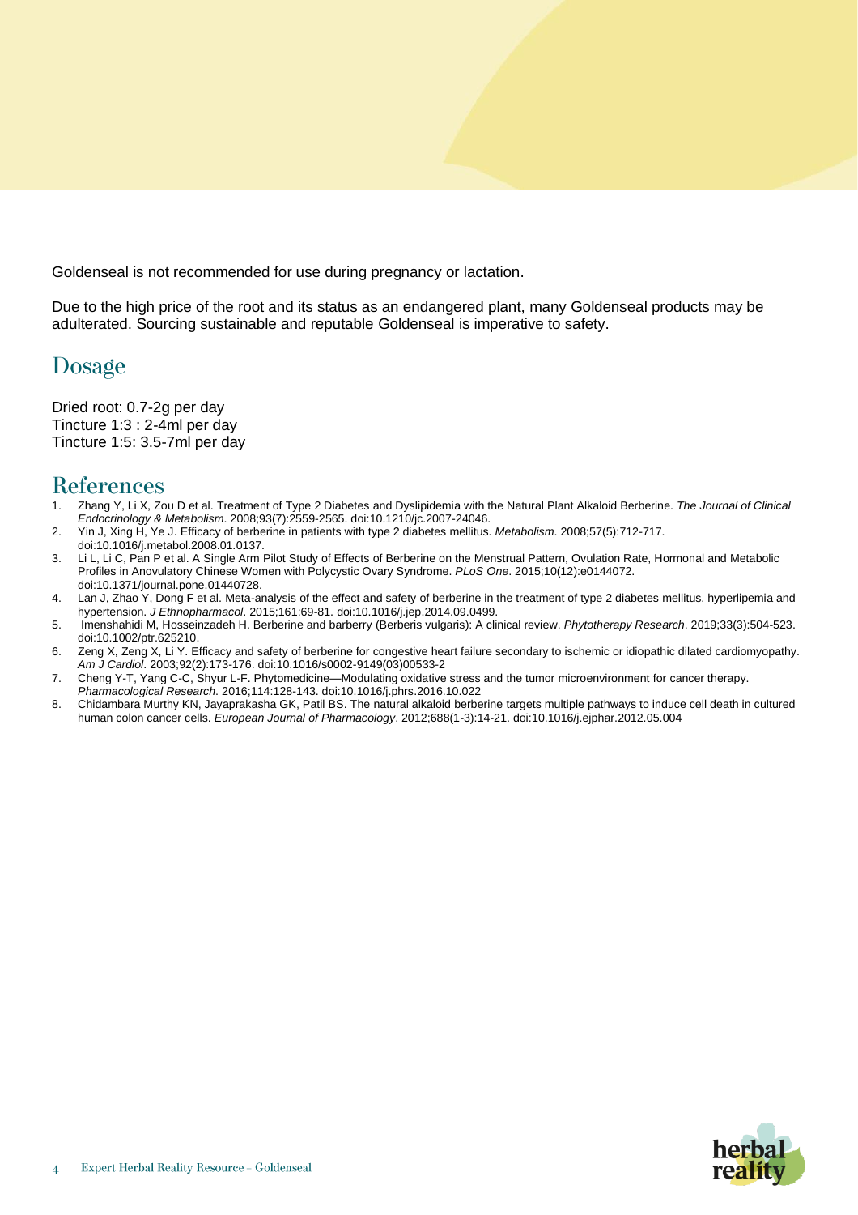Goldenseal is not recommended for use during pregnancy or lactation.

Due to the high price of the root and its status as an endangered plant, many Goldenseal products may be adulterated. Sourcing sustainable and reputable Goldenseal is imperative to safety.

## Dosage

Dried root: 0.7-2g per day
Tincture 1:3 : 2-4ml per day
Tincture 1:5: 3.5-7ml per day

## References

1. Zhang Y, Li X, Zou D et al. Treatment of Type 2 Diabetes and Dyslipidemia with the Natural Plant Alkaloid Berberine. *The Journal of Clinical Endocrinology & Metabolism*. 2008;93(7):2559-2565. doi:10.1210/jc.2007-24046.
2. Yin J, Xing H, Ye J. Efficacy of berberine in patients with type 2 diabetes mellitus. *Metabolism*. 2008;57(5):712-717. doi:10.1016/j.metabol.2008.01.0137.
3. Li L, Li C, Pan P et al. A Single Arm Pilot Study of Effects of Berberine on the Menstrual Pattern, Ovulation Rate, Hormonal and Metabolic Profiles in Anovulatory Chinese Women with Polycystic Ovary Syndrome. *PLoS One*. 2015;10(12):e0144072. doi:10.1371/journal.pone.01440728.
4. Lan J, Zhao Y, Dong F et al. Meta-analysis of the effect and safety of berberine in the treatment of type 2 diabetes mellitus, hyperlipemia and hypertension. *J Ethnopharmacol*. 2015;161:69-81. doi:10.1016/j.jep.2014.09.0499.
5. Imenshahidi M, Hosseinzadeh H. Berberine and barberry (Berberis vulgaris): A clinical review. *Phytotherapy Research*. 2019;33(3):504-523. doi:10.1002/ptr.625210.
6. Zeng X, Zeng X, Li Y. Efficacy and safety of berberine for congestive heart failure secondary to ischemic or idiopathic dilated cardiomyopathy. *Am J Cardiol*. 2003;92(2):173-176. doi:10.1016/s0002-9149(03)00533-2
7. Cheng Y-T, Yang C-C, Shyur L-F. Phytomedicine—Modulating oxidative stress and the tumor microenvironment for cancer therapy. *Pharmacological Research*. 2016;114:128-143. doi:10.1016/j.phrs.2016.10.022
8. Chidambara Murthy KN, Jayaprakasha GK, Patil BS. The natural alkaloid berberine targets multiple pathways to induce cell death in cultured human colon cancer cells. *European Journal of Pharmacology*. 2012;688(1-3):14-21. doi:10.1016/j.ejphar.2012.05.004